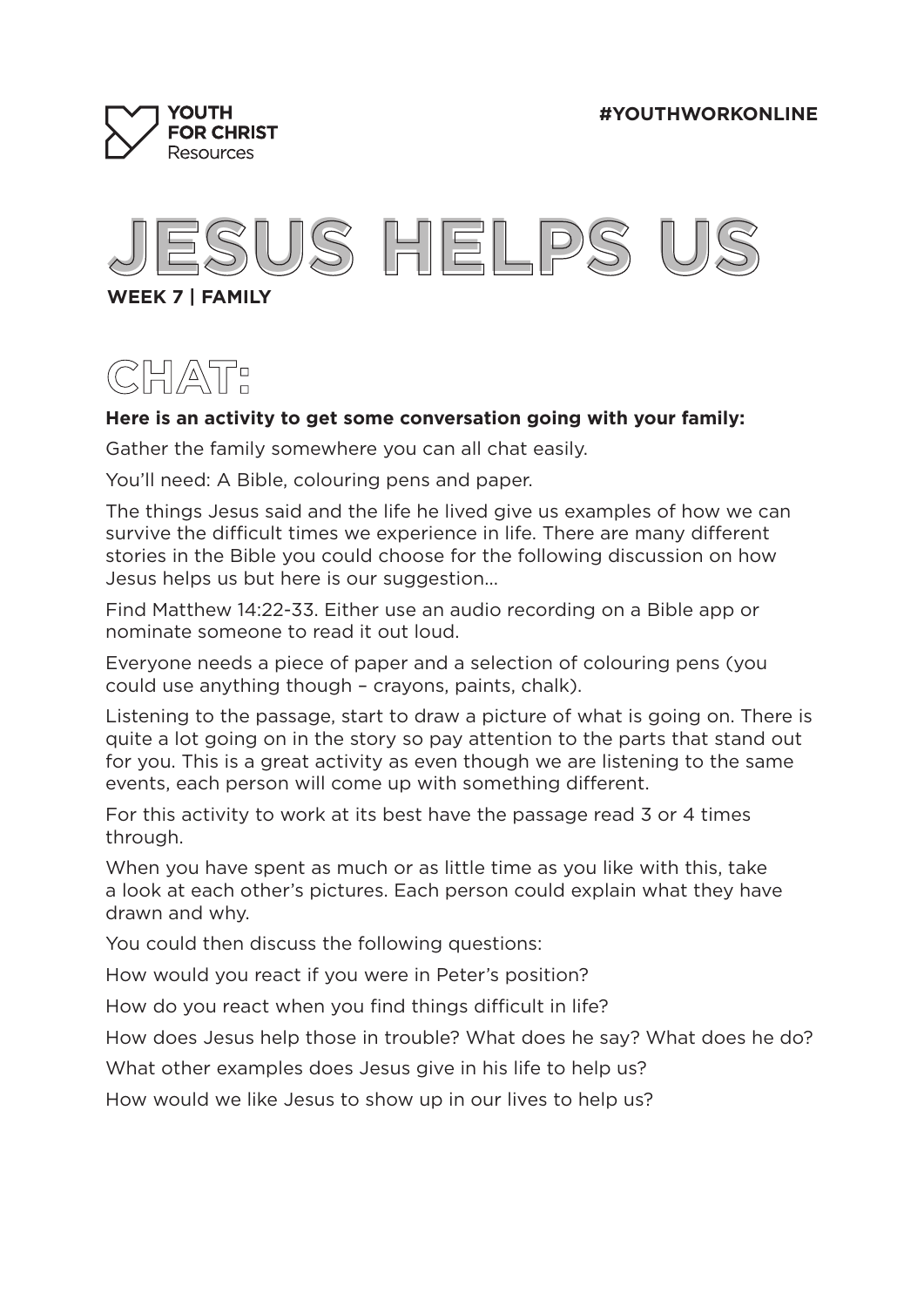YOUTH FOR CHRIST Resources

#YOUTHWORKONLINE

# JESUS HELPS US

**WEEK 7 | FAMILY**

## CHAT:

**Here is an activity to get some conversation going with your family:**

Gather the family somewhere you can all chat easily.

You'll need: A Bible, colouring pens and paper.

The things Jesus said and the life he lived give us examples of how we can survive the difficult times we experience in life. There are many different stories in the Bible you could choose for the following discussion on how Jesus helps us but here is our suggestion...

Find Matthew 14:22-33. Either use an audio recording on a Bible app or nominate someone to read it out loud.

Everyone needs a piece of paper and a selection of colouring pens (you could use anything though – crayons, paints, chalk).

Listening to the passage, start to draw a picture of what is going on. There is quite a lot going on in the story so pay attention to the parts that stand out for you. This is a great activity as even though we are listening to the same events, each person will come up with something different.

For this activity to work at its best have the passage read 3 or 4 times through.

When you have spent as much or as little time as you like with this, take a look at each other's pictures. Each person could explain what they have drawn and why.

You could then discuss the following questions:

How would you react if you were in Peter's position?

How do you react when you find things difficult in life?

How does Jesus help those in trouble? What does he say? What does he do?

What other examples does Jesus give in his life to help us?

How would we like Jesus to show up in our lives to help us?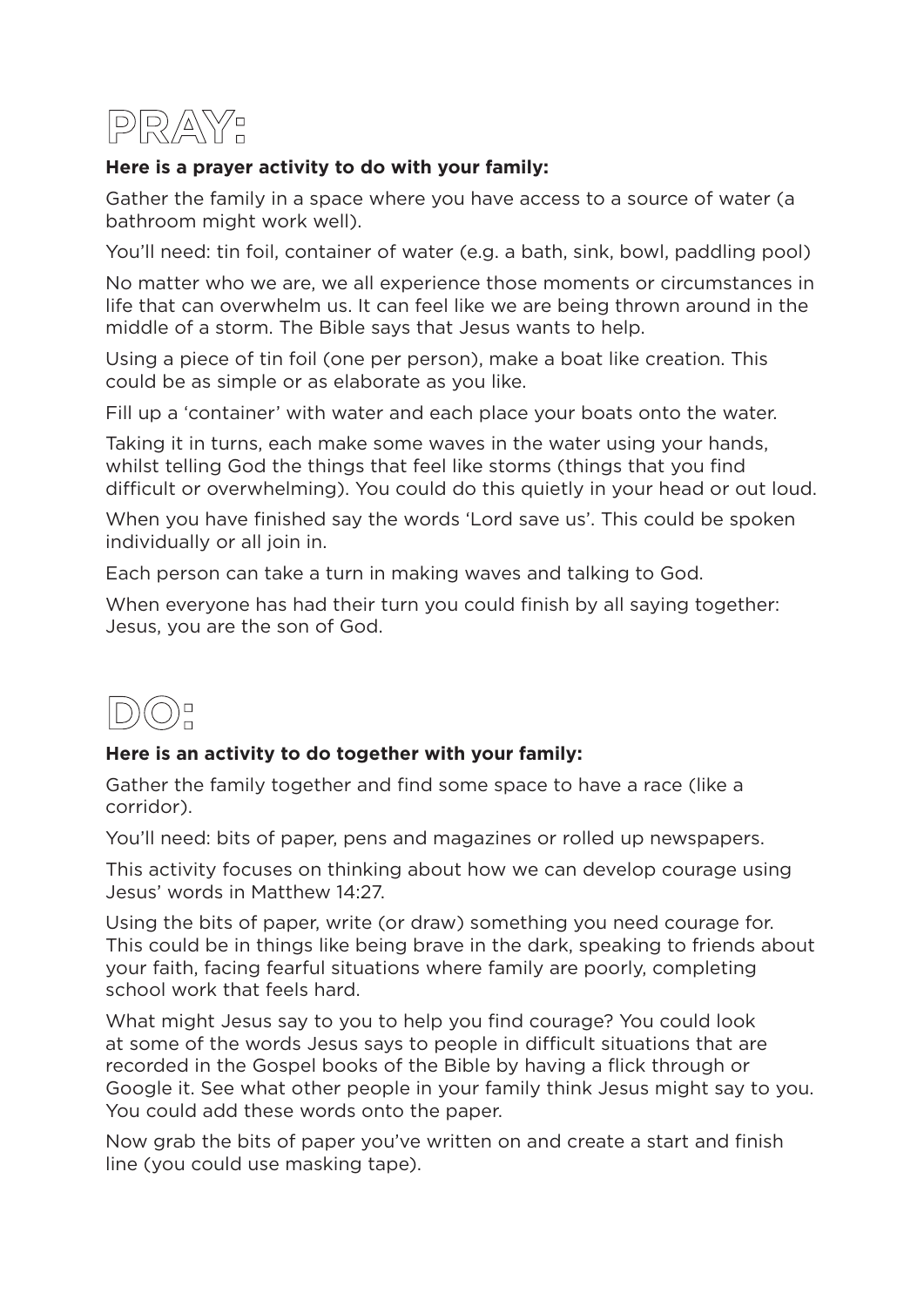# PRAY:

**Here is a prayer activity to do with your family:**

Gather the family in a space where you have access to a source of water (a bathroom might work well).

You'll need: tin foil, container of water (e.g. a bath, sink, bowl, paddling pool)

No matter who we are, we all experience those moments or circumstances in life that can overwhelm us. It can feel like we are being thrown around in the middle of a storm. The Bible says that Jesus wants to help.

Using a piece of tin foil (one per person), make a boat like creation. This could be as simple or as elaborate as you like.

Fill up a 'container' with water and each place your boats onto the water.

Taking it in turns, each make some waves in the water using your hands, whilst telling God the things that feel like storms (things that you find difficult or overwhelming). You could do this quietly in your head or out loud.

When you have finished say the words 'Lord save us'. This could be spoken individually or all join in.

Each person can take a turn in making waves and talking to God.

When everyone has had their turn you could finish by all saying together: Jesus, you are the son of God.

# DO:

**Here is an activity to do together with your family:**

Gather the family together and find some space to have a race (like a corridor).

You'll need: bits of paper, pens and magazines or rolled up newspapers.

This activity focuses on thinking about how we can develop courage using Jesus' words in Matthew 14:27.

Using the bits of paper, write (or draw) something you need courage for. This could be in things like being brave in the dark, speaking to friends about your faith, facing fearful situations where family are poorly, completing school work that feels hard.

What might Jesus say to you to help you find courage? You could look at some of the words Jesus says to people in difficult situations that are recorded in the Gospel books of the Bible by having a flick through or Google it. See what other people in your family think Jesus might say to you. You could add these words onto the paper.

Now grab the bits of paper you've written on and create a start and finish line (you could use masking tape).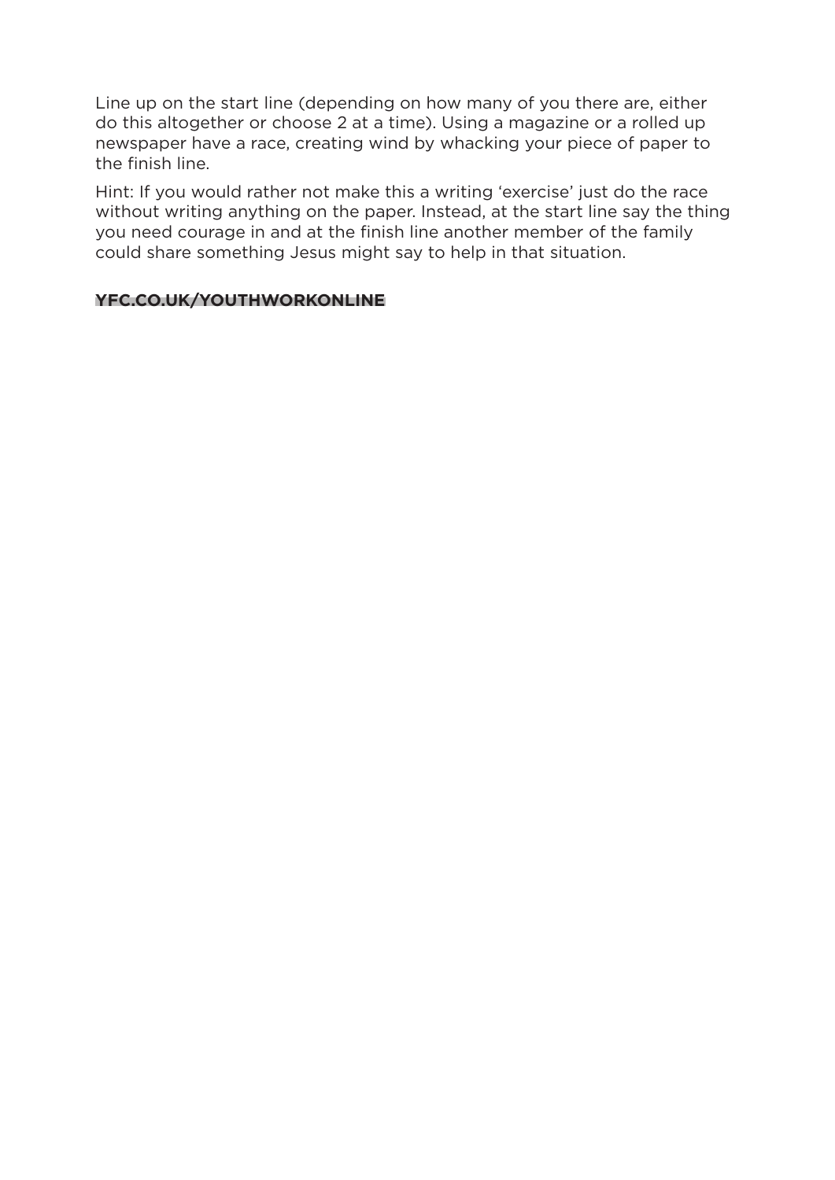Line up on the start line (depending on how many of you there are, either do this altogether or choose 2 at a time). Using a magazine or a rolled up newspaper have a race, creating wind by whacking your piece of paper to the finish line.

Hint: If you would rather not make this a writing ‘exercise’ just do the race without writing anything on the paper. Instead, at the start line say the thing you need courage in and at the finish line another member of the family could share something Jesus might say to help in that situation.

**YFC.CO.UK/YOUTHWORKONLINE**